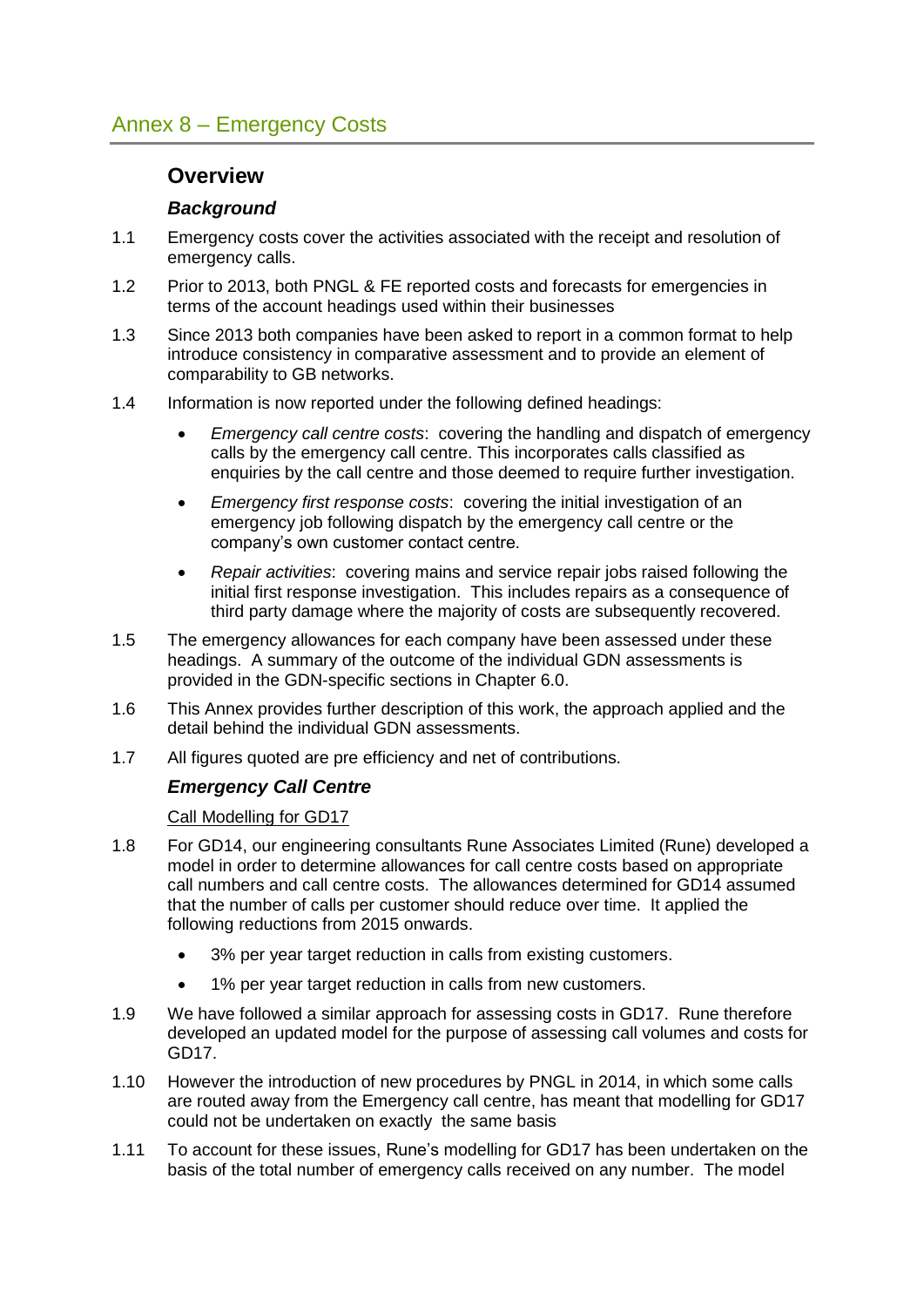# Annex 8 – Emergency Costs

## Overview

### *Background*

1.1 Emergency costs cover the activities associated with the receipt and resolution of emergency calls.

1.2 Prior to 2013, both PNGL & FE reported costs and forecasts for emergencies in terms of the account headings used within their businesses

1.3 Since 2013 both companies have been asked to report in a common format to help introduce consistency in comparative assessment and to provide an element of comparability to GB networks.

1.4 Information is now reported under the following defined headings:

- *Emergency call centre costs*: covering the handling and dispatch of emergency calls by the emergency call centre. This incorporates calls classified as enquiries by the call centre and those deemed to require further investigation.
- *Emergency first response costs*: covering the initial investigation of an emergency job following dispatch by the emergency call centre or the company's own customer contact centre.
- *Repair activities*: covering mains and service repair jobs raised following the initial first response investigation. This includes repairs as a consequence of third party damage where the majority of costs are subsequently recovered.

1.5 The emergency allowances for each company have been assessed under these headings. A summary of the outcome of the individual GDN assessments is provided in the GDN-specific sections in Chapter 6.0.

1.6 This Annex provides further description of this work, the approach applied and the detail behind the individual GDN assessments.

1.7 All figures quoted are pre efficiency and net of contributions.

### *Emergency Call Centre*

Call Modelling for GD17

1.8 For GD14, our engineering consultants Rune Associates Limited (Rune) developed a model in order to determine allowances for call centre costs based on appropriate call numbers and call centre costs. The allowances determined for GD14 assumed that the number of calls per customer should reduce over time. It applied the following reductions from 2015 onwards.

- 3% per year target reduction in calls from existing customers.
- 1% per year target reduction in calls from new customers.

1.9 We have followed a similar approach for assessing costs in GD17. Rune therefore developed an updated model for the purpose of assessing call volumes and costs for GD17.

1.10 However the introduction of new procedures by PNGL in 2014, in which some calls are routed away from the Emergency call centre, has meant that modelling for GD17 could not be undertaken on exactly the same basis

1.11 To account for these issues, Rune's modelling for GD17 has been undertaken on the basis of the total number of emergency calls received on any number. The model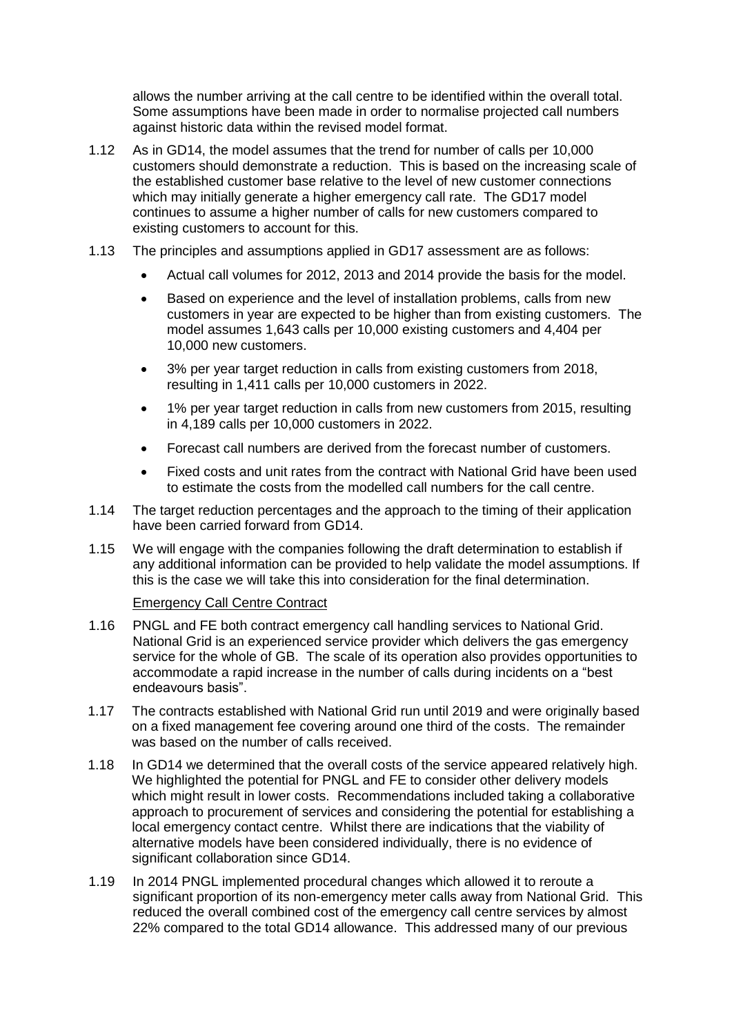allows the number arriving at the call centre to be identified within the overall total. Some assumptions have been made in order to normalise projected call numbers against historic data within the revised model format.

1.12 As in GD14, the model assumes that the trend for number of calls per 10,000 customers should demonstrate a reduction. This is based on the increasing scale of the established customer base relative to the level of new customer connections which may initially generate a higher emergency call rate. The GD17 model continues to assume a higher number of calls for new customers compared to existing customers to account for this.

1.13 The principles and assumptions applied in GD17 assessment are as follows:

- Actual call volumes for 2012, 2013 and 2014 provide the basis for the model.
- Based on experience and the level of installation problems, calls from new customers in year are expected to be higher than from existing customers. The model assumes 1,643 calls per 10,000 existing customers and 4,404 per 10,000 new customers.
- 3% per year target reduction in calls from existing customers from 2018, resulting in 1,411 calls per 10,000 customers in 2022.
- 1% per year target reduction in calls from new customers from 2015, resulting in 4,189 calls per 10,000 customers in 2022.
- Forecast call numbers are derived from the forecast number of customers.
- Fixed costs and unit rates from the contract with National Grid have been used to estimate the costs from the modelled call numbers for the call centre.

1.14 The target reduction percentages and the approach to the timing of their application have been carried forward from GD14.

1.15 We will engage with the companies following the draft determination to establish if any additional information can be provided to help validate the model assumptions. If this is the case we will take this into consideration for the final determination.

Emergency Call Centre Contract

1.16 PNGL and FE both contract emergency call handling services to National Grid. National Grid is an experienced service provider which delivers the gas emergency service for the whole of GB. The scale of its operation also provides opportunities to accommodate a rapid increase in the number of calls during incidents on a "best endeavours basis".

1.17 The contracts established with National Grid run until 2019 and were originally based on a fixed management fee covering around one third of the costs. The remainder was based on the number of calls received.

1.18 In GD14 we determined that the overall costs of the service appeared relatively high. We highlighted the potential for PNGL and FE to consider other delivery models which might result in lower costs. Recommendations included taking a collaborative approach to procurement of services and considering the potential for establishing a local emergency contact centre. Whilst there are indications that the viability of alternative models have been considered individually, there is no evidence of significant collaboration since GD14.

1.19 In 2014 PNGL implemented procedural changes which allowed it to reroute a significant proportion of its non-emergency meter calls away from National Grid. This reduced the overall combined cost of the emergency call centre services by almost 22% compared to the total GD14 allowance. This addressed many of our previous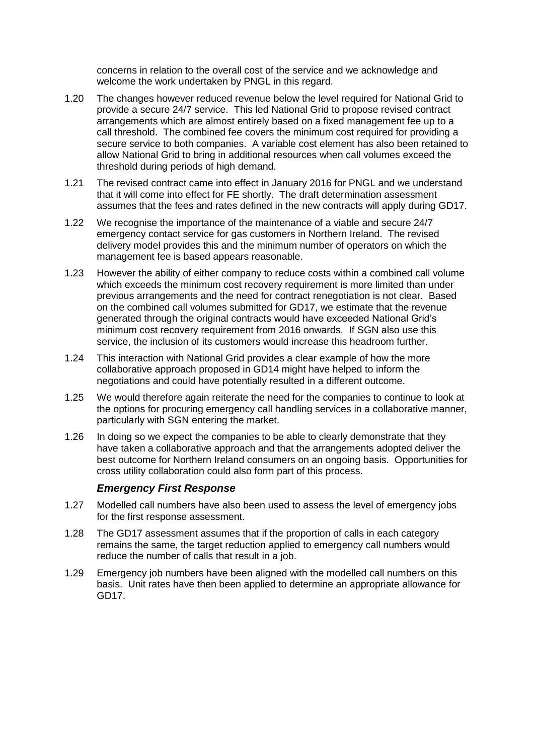concerns in relation to the overall cost of the service and we acknowledge and welcome the work undertaken by PNGL in this regard.

1.20 The changes however reduced revenue below the level required for National Grid to provide a secure 24/7 service. This led National Grid to propose revised contract arrangements which are almost entirely based on a fixed management fee up to a call threshold. The combined fee covers the minimum cost required for providing a secure service to both companies. A variable cost element has also been retained to allow National Grid to bring in additional resources when call volumes exceed the threshold during periods of high demand.

1.21 The revised contract came into effect in January 2016 for PNGL and we understand that it will come into effect for FE shortly. The draft determination assessment assumes that the fees and rates defined in the new contracts will apply during GD17.

1.22 We recognise the importance of the maintenance of a viable and secure 24/7 emergency contact service for gas customers in Northern Ireland. The revised delivery model provides this and the minimum number of operators on which the management fee is based appears reasonable.

1.23 However the ability of either company to reduce costs within a combined call volume which exceeds the minimum cost recovery requirement is more limited than under previous arrangements and the need for contract renegotiation is not clear. Based on the combined call volumes submitted for GD17, we estimate that the revenue generated through the original contracts would have exceeded National Grid's minimum cost recovery requirement from 2016 onwards. If SGN also use this service, the inclusion of its customers would increase this headroom further.

1.24 This interaction with National Grid provides a clear example of how the more collaborative approach proposed in GD14 might have helped to inform the negotiations and could have potentially resulted in a different outcome.

1.25 We would therefore again reiterate the need for the companies to continue to look at the options for procuring emergency call handling services in a collaborative manner, particularly with SGN entering the market.

1.26 In doing so we expect the companies to be able to clearly demonstrate that they have taken a collaborative approach and that the arrangements adopted deliver the best outcome for Northern Ireland consumers on an ongoing basis. Opportunities for cross utility collaboration could also form part of this process.

### *Emergency First Response*

1.27 Modelled call numbers have also been used to assess the level of emergency jobs for the first response assessment.

1.28 The GD17 assessment assumes that if the proportion of calls in each category remains the same, the target reduction applied to emergency call numbers would reduce the number of calls that result in a job.

1.29 Emergency job numbers have been aligned with the modelled call numbers on this basis. Unit rates have then been applied to determine an appropriate allowance for GD17.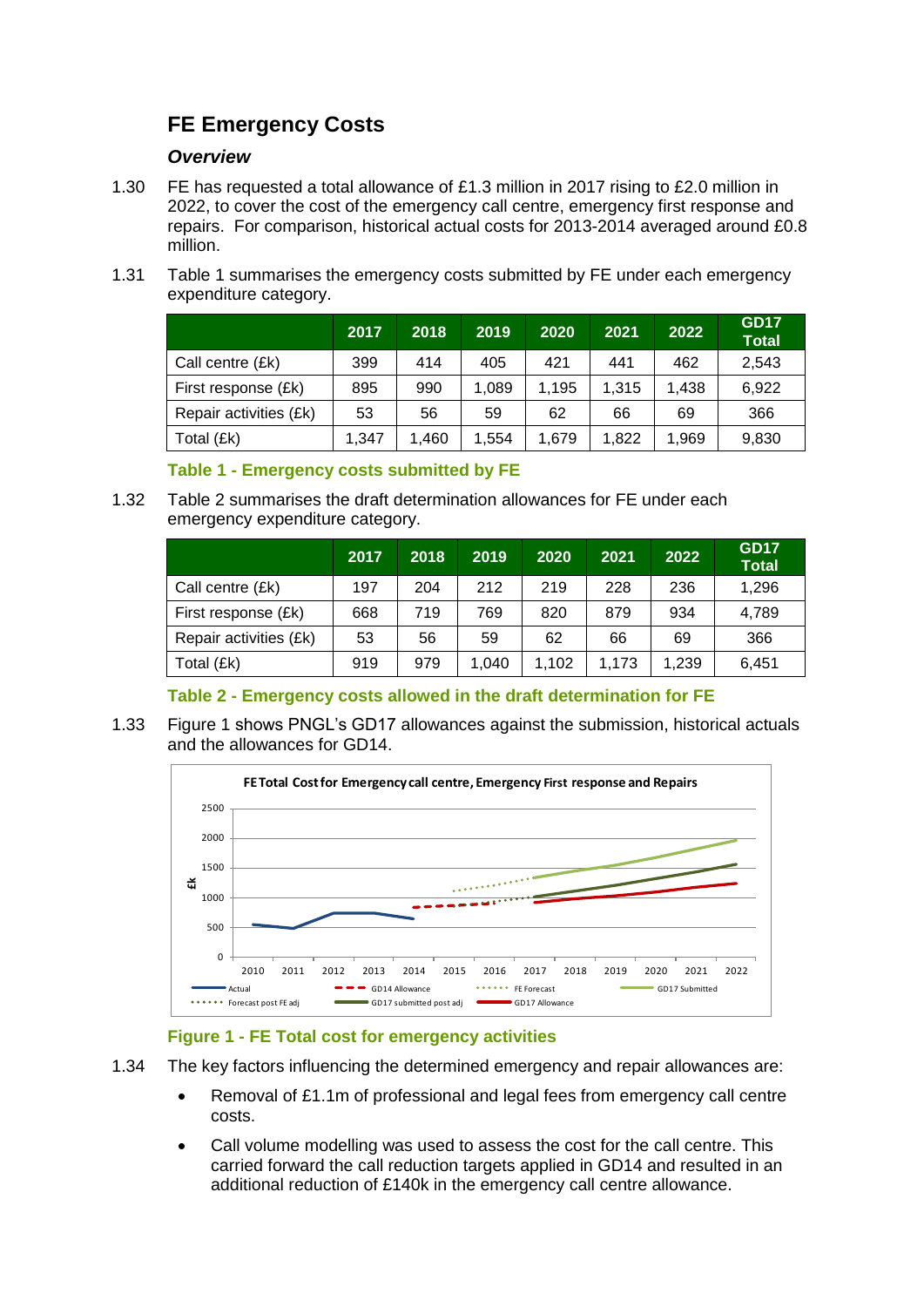## FE Emergency Costs

### *Overview*

1.30 FE has requested a total allowance of £1.3 million in 2017 rising to £2.0 million in 2022, to cover the cost of the emergency call centre, emergency first response and repairs. For comparison, historical actual costs for 2013-2014 averaged around £0.8 million.

1.31 Table 1 summarises the emergency costs submitted by FE under each emergency expenditure category.

| | 2017 | 2018 | 2019 | 2020 | 2021 | 2022 | GD17 Total |
|---|---|---|---|---|---|---|---|
| Call centre (£k) | 399 | 414 | 405 | 421 | 441 | 462 | 2,543 |
| First response (£k) | 895 | 990 | 1,089 | 1,195 | 1,315 | 1,438 | 6,922 |
| Repair activities (£k) | 53 | 56 | 59 | 62 | 66 | 69 | 366 |
| Total (£k) | 1,347 | 1,460 | 1,554 | 1,679 | 1,822 | 1,969 | 9,830 |

**Table 1 - Emergency costs submitted by FE**

1.32 Table 2 summarises the draft determination allowances for FE under each emergency expenditure category.

| | 2017 | 2018 | 2019 | 2020 | 2021 | 2022 | GD17 Total |
|---|---|---|---|---|---|---|---|
| Call centre (£k) | 197 | 204 | 212 | 219 | 228 | 236 | 1,296 |
| First response (£k) | 668 | 719 | 769 | 820 | 879 | 934 | 4,789 |
| Repair activities (£k) | 53 | 56 | 59 | 62 | 66 | 69 | 366 |
| Total (£k) | 919 | 979 | 1,040 | 1,102 | 1,173 | 1,239 | 6,451 |

**Table 2 - Emergency costs allowed in the draft determination for FE**

1.33 Figure 1 shows PNGL's GD17 allowances against the submission, historical actuals and the allowances for GD14.

**Figure 1 - FE Total cost for emergency activities**

1.34 The key factors influencing the determined emergency and repair allowances are:

- Removal of £1.1m of professional and legal fees from emergency call centre costs.
- Call volume modelling was used to assess the cost for the call centre. This carried forward the call reduction targets applied in GD14 and resulted in an additional reduction of £140k in the emergency call centre allowance.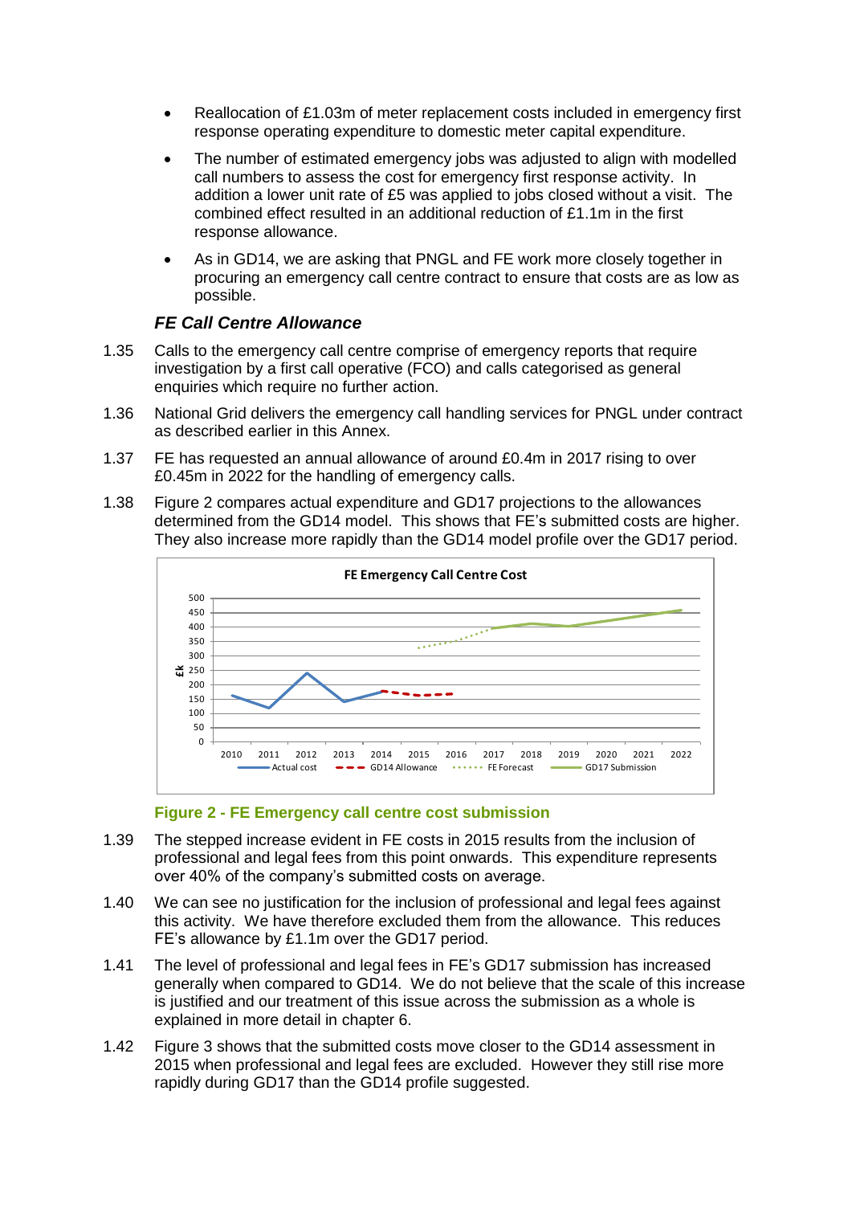- Reallocation of £1.03m of meter replacement costs included in emergency first response operating expenditure to domestic meter capital expenditure.
- The number of estimated emergency jobs was adjusted to align with modelled call numbers to assess the cost for emergency first response activity. In addition a lower unit rate of £5 was applied to jobs closed without a visit. The combined effect resulted in an additional reduction of £1.1m in the first response allowance.
- As in GD14, we are asking that PNGL and FE work more closely together in procuring an emergency call centre contract to ensure that costs are as low as possible.

### *FE Call Centre Allowance*

1.35 Calls to the emergency call centre comprise of emergency reports that require investigation by a first call operative (FCO) and calls categorised as general enquiries which require no further action.

1.36 National Grid delivers the emergency call handling services for PNGL under contract as described earlier in this Annex.

1.37 FE has requested an annual allowance of around £0.4m in 2017 rising to over £0.45m in 2022 for the handling of emergency calls.

1.38 Figure 2 compares actual expenditure and GD17 projections to the allowances determined from the GD14 model. This shows that FE's submitted costs are higher. They also increase more rapidly than the GD14 model profile over the GD17 period.

**Figure 2 - FE Emergency call centre cost submission**

1.39 The stepped increase evident in FE costs in 2015 results from the inclusion of professional and legal fees from this point onwards. This expenditure represents over 40% of the company's submitted costs on average.

1.40 We can see no justification for the inclusion of professional and legal fees against this activity. We have therefore excluded them from the allowance. This reduces FE's allowance by £1.1m over the GD17 period.

1.41 The level of professional and legal fees in FE's GD17 submission has increased generally when compared to GD14. We do not believe that the scale of this increase is justified and our treatment of this issue across the submission as a whole is explained in more detail in chapter 6.

1.42 Figure 3 shows that the submitted costs move closer to the GD14 assessment in 2015 when professional and legal fees are excluded. However they still rise more rapidly during GD17 than the GD14 profile suggested.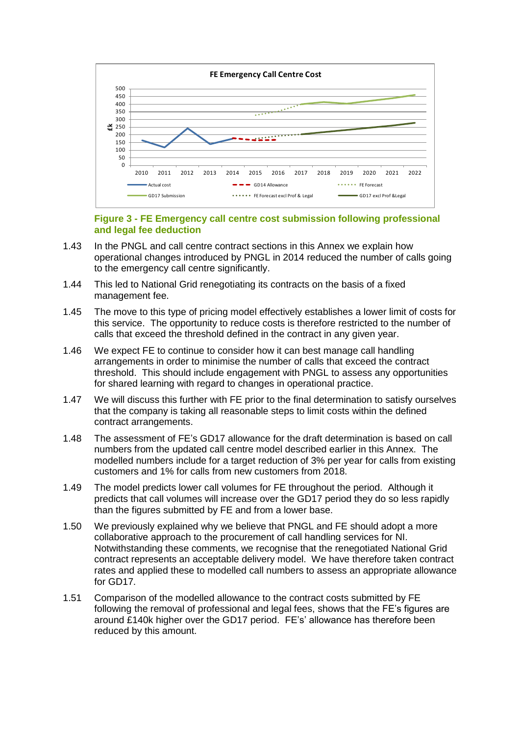**Figure 3 - FE Emergency call centre cost submission following professional and legal fee deduction**

1.43 In the PNGL and call centre contract sections in this Annex we explain how operational changes introduced by PNGL in 2014 reduced the number of calls going to the emergency call centre significantly.

1.44 This led to National Grid renegotiating its contracts on the basis of a fixed management fee.

1.45 The move to this type of pricing model effectively establishes a lower limit of costs for this service. The opportunity to reduce costs is therefore restricted to the number of calls that exceed the threshold defined in the contract in any given year.

1.46 We expect FE to continue to consider how it can best manage call handling arrangements in order to minimise the number of calls that exceed the contract threshold. This should include engagement with PNGL to assess any opportunities for shared learning with regard to changes in operational practice.

1.47 We will discuss this further with FE prior to the final determination to satisfy ourselves that the company is taking all reasonable steps to limit costs within the defined contract arrangements.

1.48 The assessment of FE's GD17 allowance for the draft determination is based on call numbers from the updated call centre model described earlier in this Annex. The modelled numbers include for a target reduction of 3% per year for calls from existing customers and 1% for calls from new customers from 2018.

1.49 The model predicts lower call volumes for FE throughout the period. Although it predicts that call volumes will increase over the GD17 period they do so less rapidly than the figures submitted by FE and from a lower base.

1.50 We previously explained why we believe that PNGL and FE should adopt a more collaborative approach to the procurement of call handling services for NI. Notwithstanding these comments, we recognise that the renegotiated National Grid contract represents an acceptable delivery model. We have therefore taken contract rates and applied these to modelled call numbers to assess an appropriate allowance for GD17.

1.51 Comparison of the modelled allowance to the contract costs submitted by FE following the removal of professional and legal fees, shows that the FE's figures are around £140k higher over the GD17 period. FE's' allowance has therefore been reduced by this amount.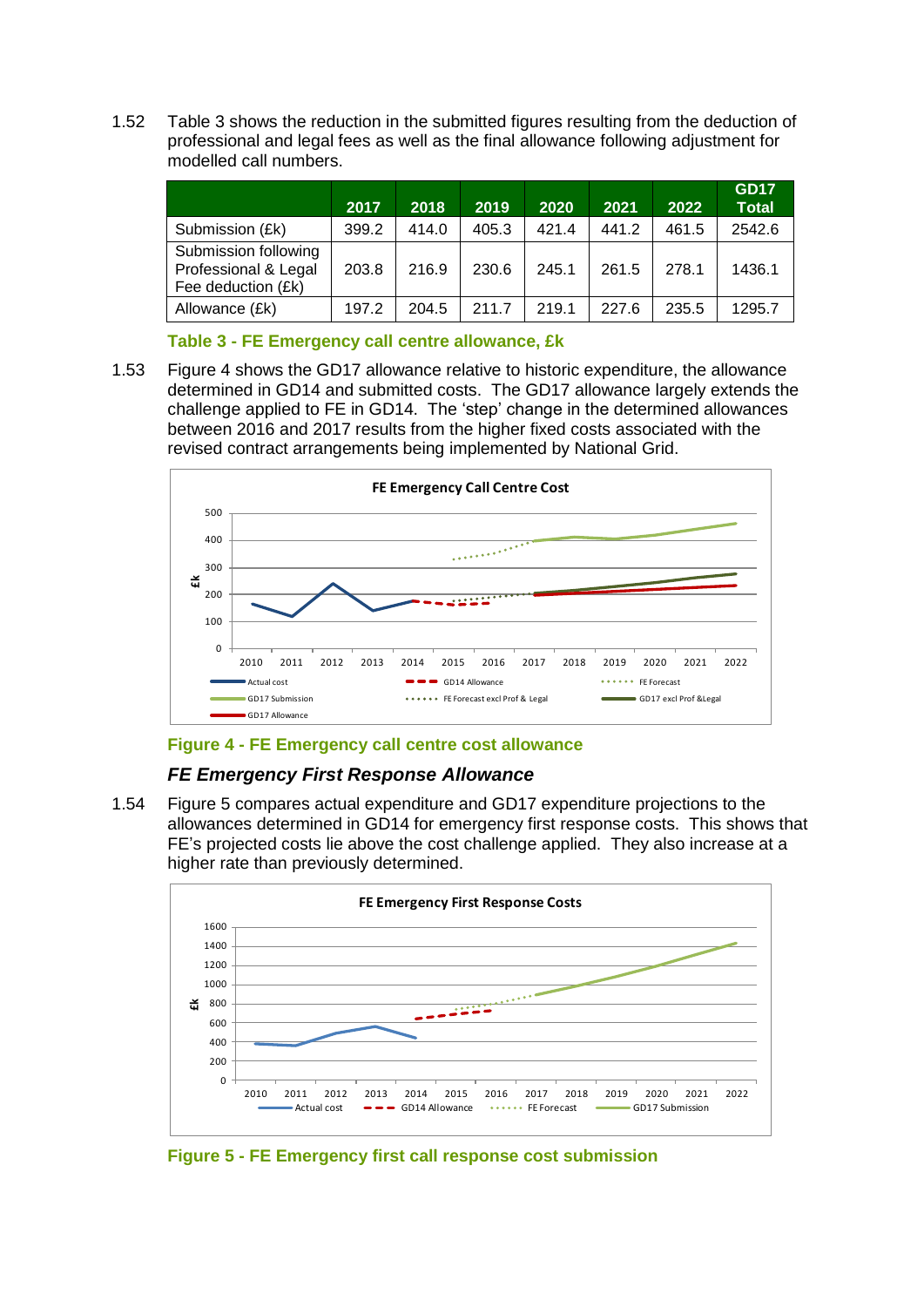1.52 Table 3 shows the reduction in the submitted figures resulting from the deduction of professional and legal fees as well as the final allowance following adjustment for modelled call numbers.

| | 2017 | 2018 | 2019 | 2020 | 2021 | 2022 | GD17 Total |
|---|---|---|---|---|---|---|---|
| Submission (£k) | 399.2 | 414.0 | 405.3 | 421.4 | 441.2 | 461.5 | 2542.6 |
| Submission following Professional & Legal Fee deduction (£k) | 203.8 | 216.9 | 230.6 | 245.1 | 261.5 | 278.1 | 1436.1 |
| Allowance (£k) | 197.2 | 204.5 | 211.7 | 219.1 | 227.6 | 235.5 | 1295.7 |

**Table 3 - FE Emergency call centre allowance, £k**

1.53 Figure 4 shows the GD17 allowance relative to historic expenditure, the allowance determined in GD14 and submitted costs. The GD17 allowance largely extends the challenge applied to FE in GD14. The 'step' change in the determined allowances between 2016 and 2017 results from the higher fixed costs associated with the revised contract arrangements being implemented by National Grid.

**Figure 4 - FE Emergency call centre cost allowance**

### *FE Emergency First Response Allowance*

1.54 Figure 5 compares actual expenditure and GD17 expenditure projections to the allowances determined in GD14 for emergency first response costs. This shows that FE's projected costs lie above the cost challenge applied. They also increase at a higher rate than previously determined.

**Figure 5 - FE Emergency first call response cost submission**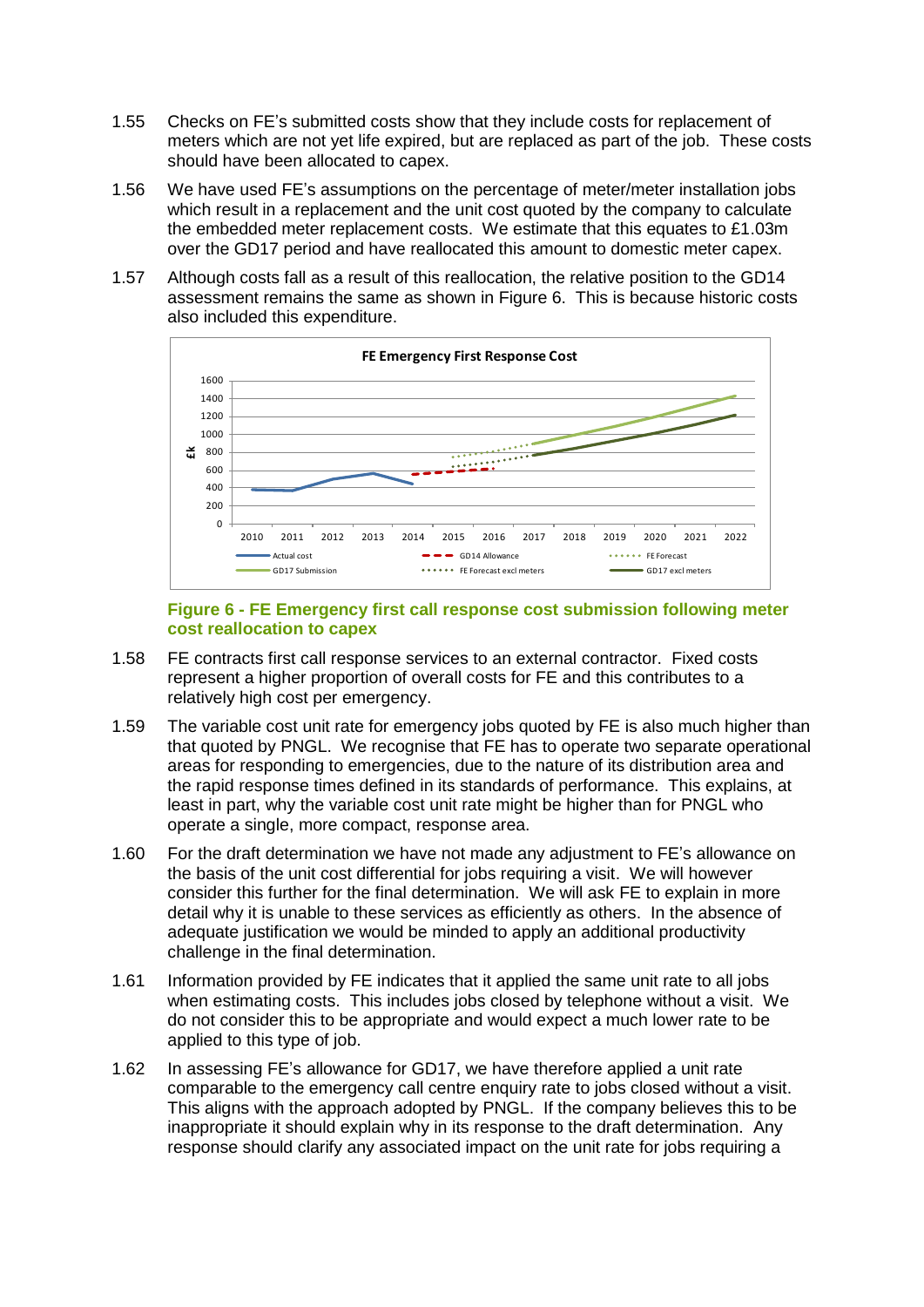1.55 Checks on FE's submitted costs show that they include costs for replacement of meters which are not yet life expired, but are replaced as part of the job. These costs should have been allocated to capex.

1.56 We have used FE's assumptions on the percentage of meter/meter installation jobs which result in a replacement and the unit cost quoted by the company to calculate the embedded meter replacement costs. We estimate that this equates to £1.03m over the GD17 period and have reallocated this amount to domestic meter capex.

1.57 Although costs fall as a result of this reallocation, the relative position to the GD14 assessment remains the same as shown in Figure 6. This is because historic costs also included this expenditure.

**Figure 6 - FE Emergency first call response cost submission following meter cost reallocation to capex**

1.58 FE contracts first call response services to an external contractor. Fixed costs represent a higher proportion of overall costs for FE and this contributes to a relatively high cost per emergency.

1.59 The variable cost unit rate for emergency jobs quoted by FE is also much higher than that quoted by PNGL. We recognise that FE has to operate two separate operational areas for responding to emergencies, due to the nature of its distribution area and the rapid response times defined in its standards of performance. This explains, at least in part, why the variable cost unit rate might be higher than for PNGL who operate a single, more compact, response area.

1.60 For the draft determination we have not made any adjustment to FE's allowance on the basis of the unit cost differential for jobs requiring a visit. We will however consider this further for the final determination. We will ask FE to explain in more detail why it is unable to these services as efficiently as others. In the absence of adequate justification we would be minded to apply an additional productivity challenge in the final determination.

1.61 Information provided by FE indicates that it applied the same unit rate to all jobs when estimating costs. This includes jobs closed by telephone without a visit. We do not consider this to be appropriate and would expect a much lower rate to be applied to this type of job.

1.62 In assessing FE's allowance for GD17, we have therefore applied a unit rate comparable to the emergency call centre enquiry rate to jobs closed without a visit. This aligns with the approach adopted by PNGL. If the company believes this to be inappropriate it should explain why in its response to the draft determination. Any response should clarify any associated impact on the unit rate for jobs requiring a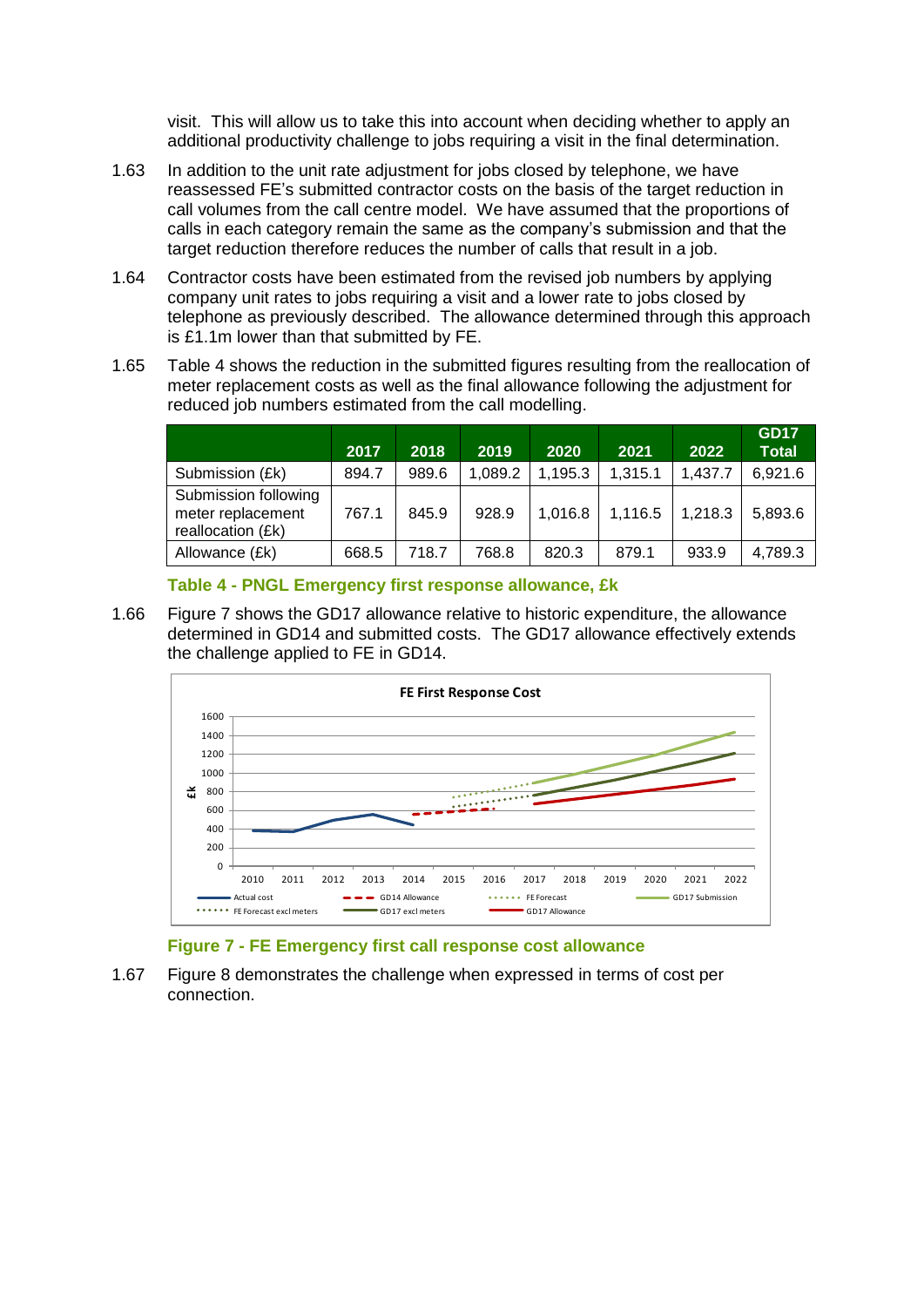visit. This will allow us to take this into account when deciding whether to apply an additional productivity challenge to jobs requiring a visit in the final determination.

1.63 In addition to the unit rate adjustment for jobs closed by telephone, we have reassessed FE's submitted contractor costs on the basis of the target reduction in call volumes from the call centre model. We have assumed that the proportions of calls in each category remain the same as the company's submission and that the target reduction therefore reduces the number of calls that result in a job.

1.64 Contractor costs have been estimated from the revised job numbers by applying company unit rates to jobs requiring a visit and a lower rate to jobs closed by telephone as previously described. The allowance determined through this approach is £1.1m lower than that submitted by FE.

1.65 Table 4 shows the reduction in the submitted figures resulting from the reallocation of meter replacement costs as well as the final allowance following the adjustment for reduced job numbers estimated from the call modelling.

| | 2017 | 2018 | 2019 | 2020 | 2021 | 2022 | GD17 Total |
|---|---|---|---|---|---|---|---|
| Submission (£k) | 894.7 | 989.6 | 1,089.2 | 1,195.3 | 1,315.1 | 1,437.7 | 6,921.6 |
| Submission following meter replacement reallocation (£k) | 767.1 | 845.9 | 928.9 | 1,016.8 | 1,116.5 | 1,218.3 | 5,893.6 |
| Allowance (£k) | 668.5 | 718.7 | 768.8 | 820.3 | 879.1 | 933.9 | 4,789.3 |

**Table 4 - PNGL Emergency first response allowance, £k**

1.66 Figure 7 shows the GD17 allowance relative to historic expenditure, the allowance determined in GD14 and submitted costs. The GD17 allowance effectively extends the challenge applied to FE in GD14.

**Figure 7 - FE Emergency first call response cost allowance**

1.67 Figure 8 demonstrates the challenge when expressed in terms of cost per connection.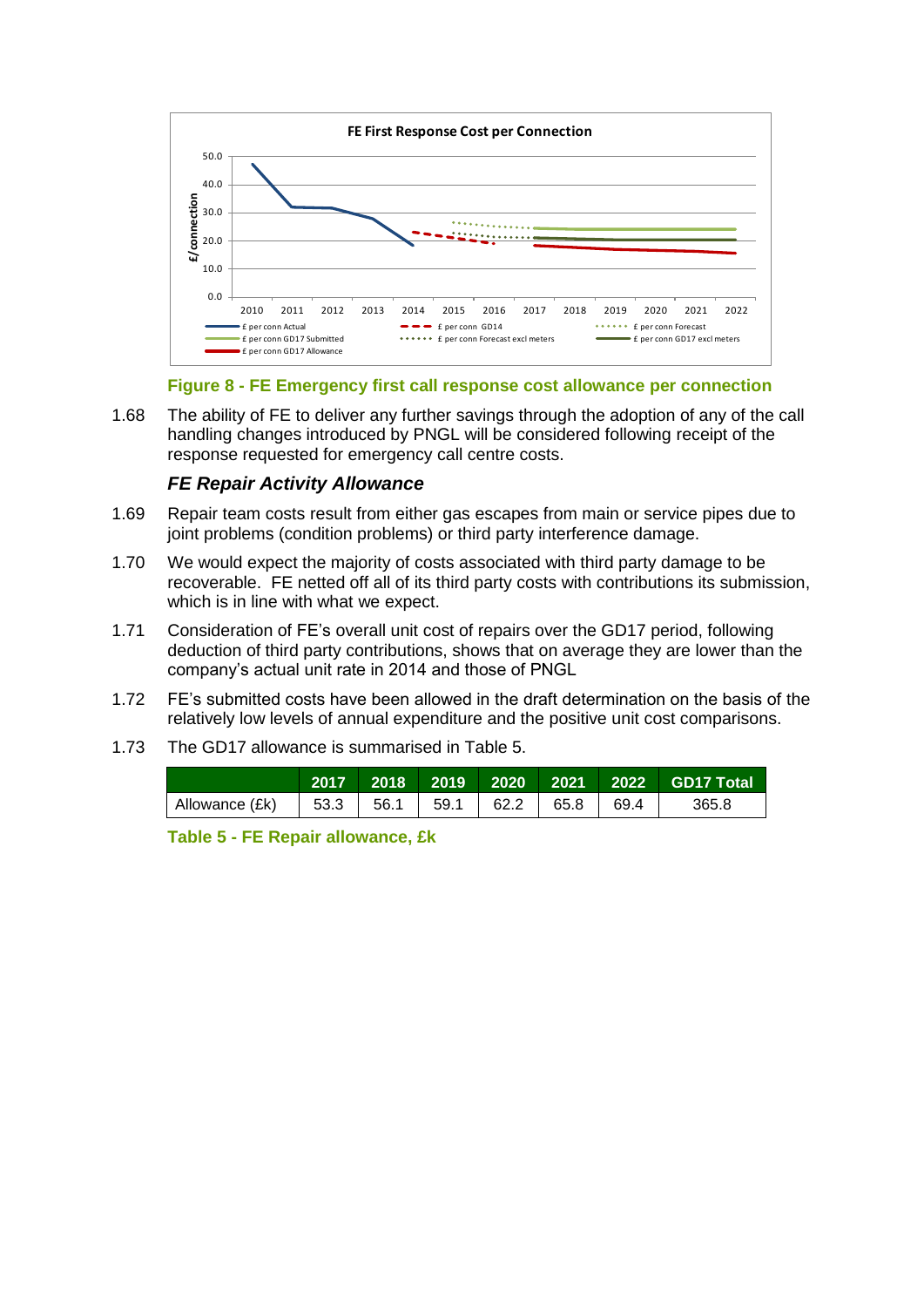Figure 8 - FE Emergency first call response cost allowance per connection

1.68 The ability of FE to deliver any further savings through the adoption of any of the call handling changes introduced by PNGL will be considered following receipt of the response requested for emergency call centre costs.

### *FE Repair Activity Allowance*

1.69 Repair team costs result from either gas escapes from main or service pipes due to joint problems (condition problems) or third party interference damage.

1.70 We would expect the majority of costs associated with third party damage to be recoverable. FE netted off all of its third party costs with contributions its submission, which is in line with what we expect.

1.71 Consideration of FE's overall unit cost of repairs over the GD17 period, following deduction of third party contributions, shows that on average they are lower than the company's actual unit rate in 2014 and those of PNGL

1.72 FE's submitted costs have been allowed in the draft determination on the basis of the relatively low levels of annual expenditure and the positive unit cost comparisons.

1.73 The GD17 allowance is summarised in Table 5.

| | 2017 | 2018 | 2019 | 2020 | 2021 | 2022 | GD17 Total |
|---|---|---|---|---|---|---|---|
| Allowance (£k) | 53.3 | 56.1 | 59.1 | 62.2 | 65.8 | 69.4 | 365.8 |

Table 5 - FE Repair allowance, £k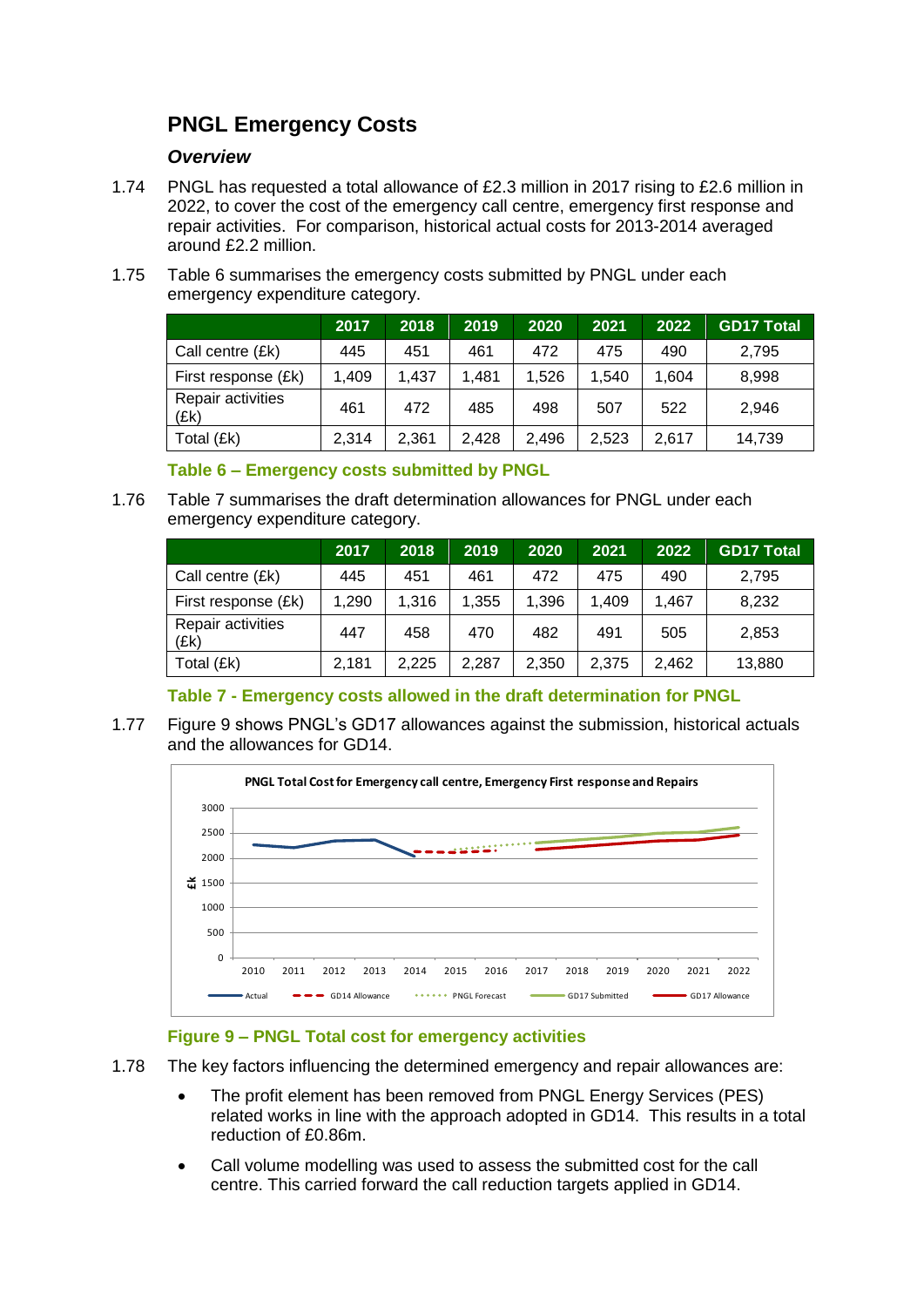## PNGL Emergency Costs

### *Overview*

1.74 PNGL has requested a total allowance of £2.3 million in 2017 rising to £2.6 million in 2022, to cover the cost of the emergency call centre, emergency first response and repair activities. For comparison, historical actual costs for 2013-2014 averaged around £2.2 million.

1.75 Table 6 summarises the emergency costs submitted by PNGL under each emergency expenditure category.

| | 2017 | 2018 | 2019 | 2020 | 2021 | 2022 | GD17 Total |
|---|---|---|---|---|---|---|---|
| Call centre (£k) | 445 | 451 | 461 | 472 | 475 | 490 | 2,795 |
| First response (£k) | 1,409 | 1,437 | 1,481 | 1,526 | 1,540 | 1,604 | 8,998 |
| Repair activities (£k) | 461 | 472 | 485 | 498 | 507 | 522 | 2,946 |
| Total (£k) | 2,314 | 2,361 | 2,428 | 2,496 | 2,523 | 2,617 | 14,739 |

**Table 6 – Emergency costs submitted by PNGL**

1.76 Table 7 summarises the draft determination allowances for PNGL under each emergency expenditure category.

| | 2017 | 2018 | 2019 | 2020 | 2021 | 2022 | GD17 Total |
|---|---|---|---|---|---|---|---|
| Call centre (£k) | 445 | 451 | 461 | 472 | 475 | 490 | 2,795 |
| First response (£k) | 1,290 | 1,316 | 1,355 | 1,396 | 1,409 | 1,467 | 8,232 |
| Repair activities (£k) | 447 | 458 | 470 | 482 | 491 | 505 | 2,853 |
| Total (£k) | 2,181 | 2,225 | 2,287 | 2,350 | 2,375 | 2,462 | 13,880 |

**Table 7 - Emergency costs allowed in the draft determination for PNGL**

1.77 Figure 9 shows PNGL's GD17 allowances against the submission, historical actuals and the allowances for GD14.

**Figure 9 – PNGL Total cost for emergency activities**

1.78 The key factors influencing the determined emergency and repair allowances are:

- The profit element has been removed from PNGL Energy Services (PES) related works in line with the approach adopted in GD14. This results in a total reduction of £0.86m.
- Call volume modelling was used to assess the submitted cost for the call centre. This carried forward the call reduction targets applied in GD14.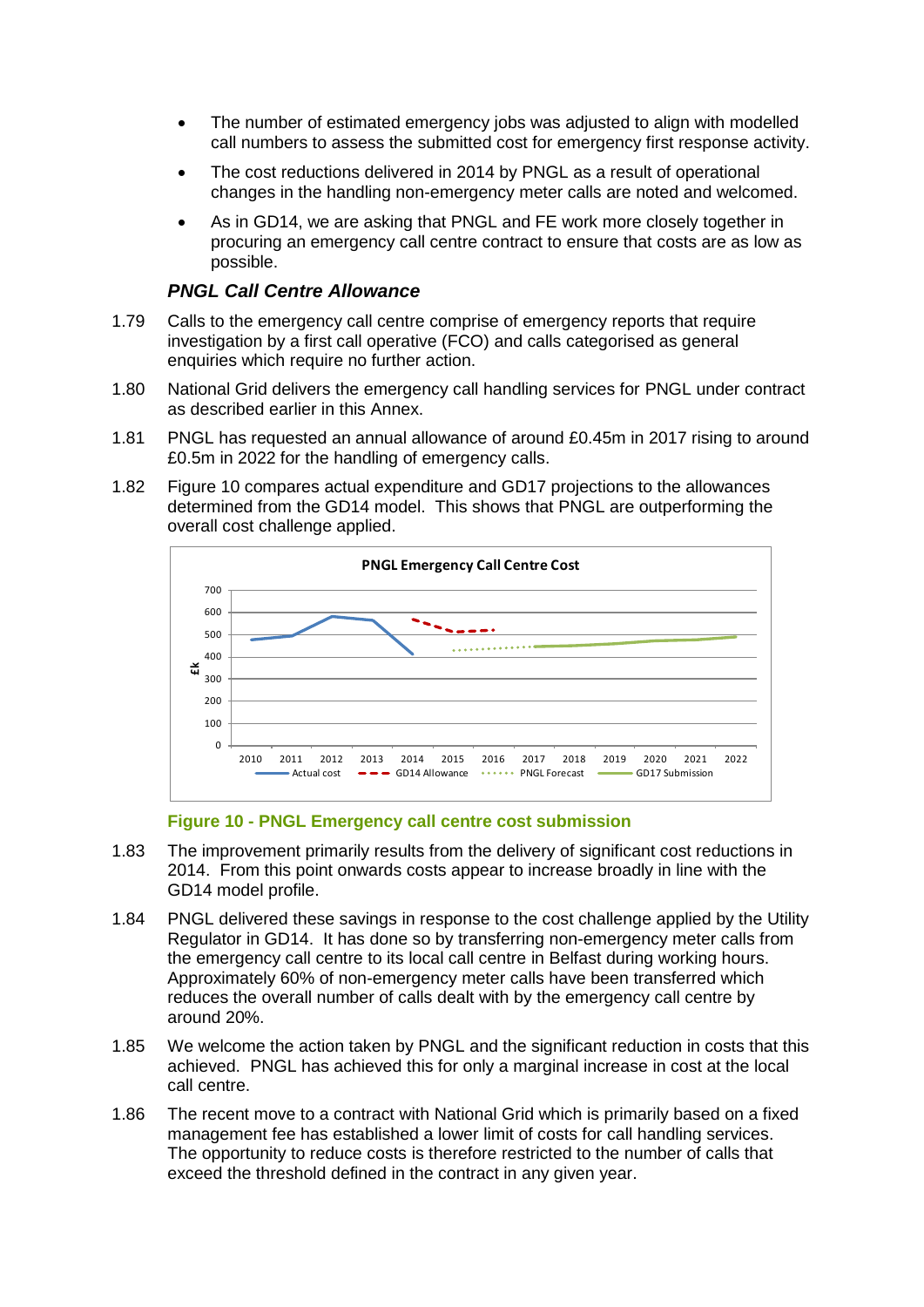- The number of estimated emergency jobs was adjusted to align with modelled call numbers to assess the submitted cost for emergency first response activity.
- The cost reductions delivered in 2014 by PNGL as a result of operational changes in the handling non-emergency meter calls are noted and welcomed.
- As in GD14, we are asking that PNGL and FE work more closely together in procuring an emergency call centre contract to ensure that costs are as low as possible.

### *PNGL Call Centre Allowance*

1.79 Calls to the emergency call centre comprise of emergency reports that require investigation by a first call operative (FCO) and calls categorised as general enquiries which require no further action.

1.80 National Grid delivers the emergency call handling services for PNGL under contract as described earlier in this Annex.

1.81 PNGL has requested an annual allowance of around £0.45m in 2017 rising to around £0.5m in 2022 for the handling of emergency calls.

1.82 Figure 10 compares actual expenditure and GD17 projections to the allowances determined from the GD14 model. This shows that PNGL are outperforming the overall cost challenge applied.

**Figure 10 - PNGL Emergency call centre cost submission**

1.83 The improvement primarily results from the delivery of significant cost reductions in 2014. From this point onwards costs appear to increase broadly in line with the GD14 model profile.

1.84 PNGL delivered these savings in response to the cost challenge applied by the Utility Regulator in GD14. It has done so by transferring non-emergency meter calls from the emergency call centre to its local call centre in Belfast during working hours. Approximately 60% of non-emergency meter calls have been transferred which reduces the overall number of calls dealt with by the emergency call centre by around 20%.

1.85 We welcome the action taken by PNGL and the significant reduction in costs that this achieved. PNGL has achieved this for only a marginal increase in cost at the local call centre.

1.86 The recent move to a contract with National Grid which is primarily based on a fixed management fee has established a lower limit of costs for call handling services. The opportunity to reduce costs is therefore restricted to the number of calls that exceed the threshold defined in the contract in any given year.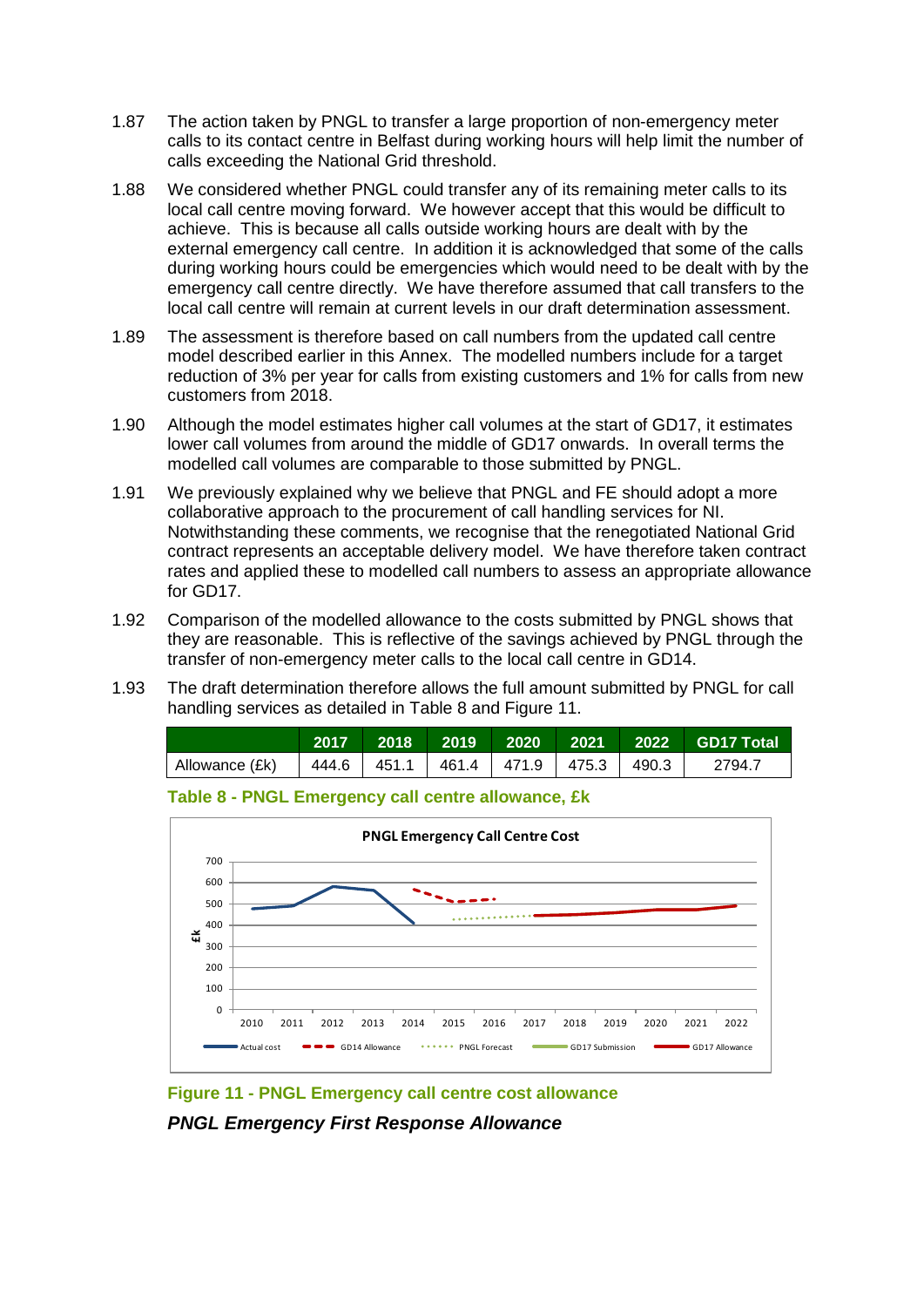1.87 The action taken by PNGL to transfer a large proportion of non-emergency meter calls to its contact centre in Belfast during working hours will help limit the number of calls exceeding the National Grid threshold.

1.88 We considered whether PNGL could transfer any of its remaining meter calls to its local call centre moving forward. We however accept that this would be difficult to achieve. This is because all calls outside working hours are dealt with by the external emergency call centre. In addition it is acknowledged that some of the calls during working hours could be emergencies which would need to be dealt with by the emergency call centre directly. We have therefore assumed that call transfers to the local call centre will remain at current levels in our draft determination assessment.

1.89 The assessment is therefore based on call numbers from the updated call centre model described earlier in this Annex. The modelled numbers include for a target reduction of 3% per year for calls from existing customers and 1% for calls from new customers from 2018.

1.90 Although the model estimates higher call volumes at the start of GD17, it estimates lower call volumes from around the middle of GD17 onwards. In overall terms the modelled call volumes are comparable to those submitted by PNGL.

1.91 We previously explained why we believe that PNGL and FE should adopt a more collaborative approach to the procurement of call handling services for NI. Notwithstanding these comments, we recognise that the renegotiated National Grid contract represents an acceptable delivery model. We have therefore taken contract rates and applied these to modelled call numbers to assess an appropriate allowance for GD17.

1.92 Comparison of the modelled allowance to the costs submitted by PNGL shows that they are reasonable. This is reflective of the savings achieved by PNGL through the transfer of non-emergency meter calls to the local call centre in GD14.

1.93 The draft determination therefore allows the full amount submitted by PNGL for call handling services as detailed in Table 8 and Figure 11.

| | 2017 | 2018 | 2019 | 2020 | 2021 | 2022 | GD17 Total |
|---|---|---|---|---|---|---|---|
| Allowance (£k) | 444.6 | 451.1 | 461.4 | 471.9 | 475.3 | 490.3 | 2794.7 |

**Table 8 - PNGL Emergency call centre allowance, £k**

**Figure 11 - PNGL Emergency call centre cost allowance**

***PNGL Emergency First Response Allowance***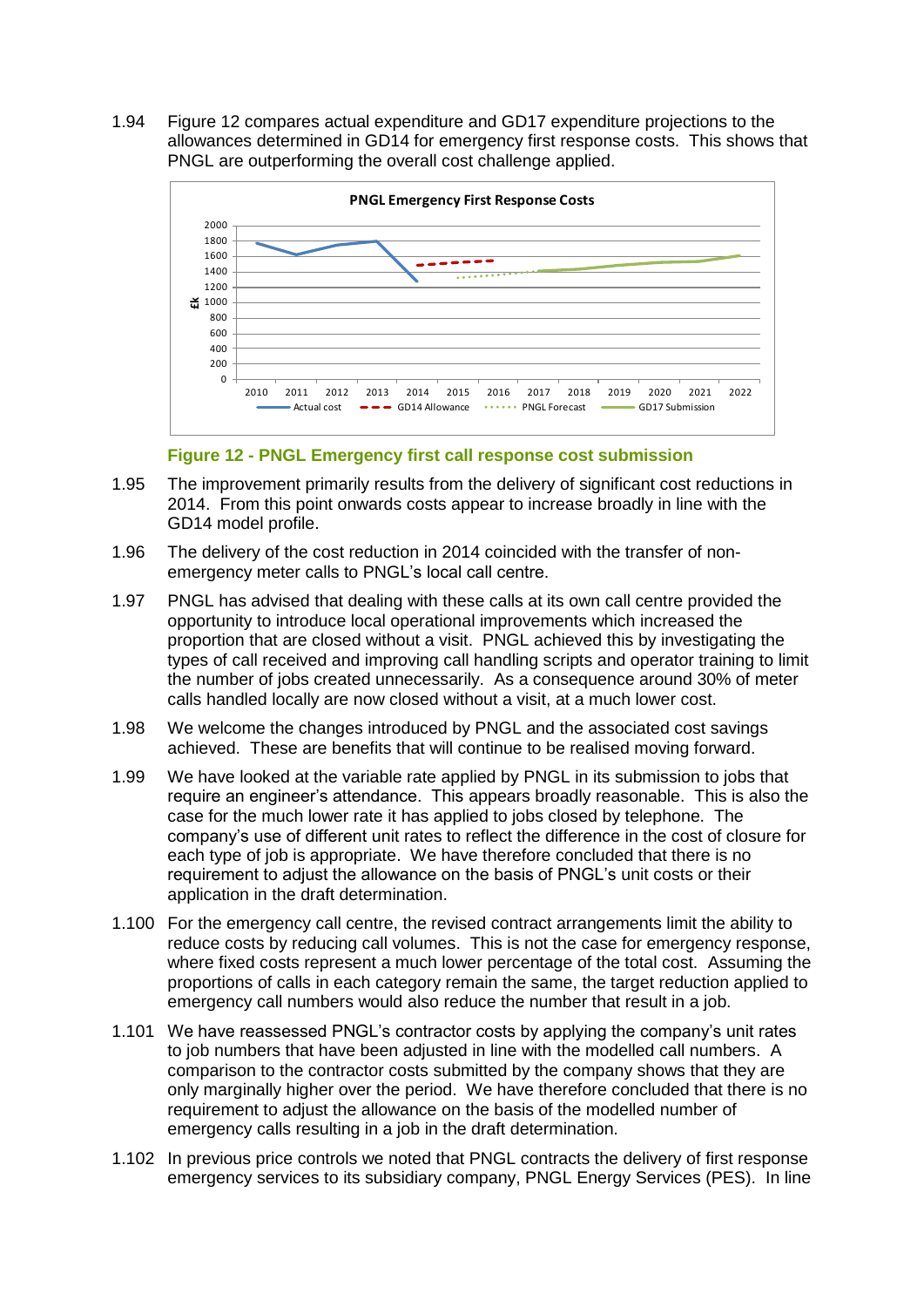1.94 Figure 12 compares actual expenditure and GD17 expenditure projections to the allowances determined in GD14 for emergency first response costs. This shows that PNGL are outperforming the overall cost challenge applied.

**Figure 12 - PNGL Emergency first call response cost submission**

1.95 The improvement primarily results from the delivery of significant cost reductions in 2014. From this point onwards costs appear to increase broadly in line with the GD14 model profile.

1.96 The delivery of the cost reduction in 2014 coincided with the transfer of non-emergency meter calls to PNGL's local call centre.

1.97 PNGL has advised that dealing with these calls at its own call centre provided the opportunity to introduce local operational improvements which increased the proportion that are closed without a visit. PNGL achieved this by investigating the types of call received and improving call handling scripts and operator training to limit the number of jobs created unnecessarily. As a consequence around 30% of meter calls handled locally are now closed without a visit, at a much lower cost.

1.98 We welcome the changes introduced by PNGL and the associated cost savings achieved. These are benefits that will continue to be realised moving forward.

1.99 We have looked at the variable rate applied by PNGL in its submission to jobs that require an engineer's attendance. This appears broadly reasonable. This is also the case for the much lower rate it has applied to jobs closed by telephone. The company's use of different unit rates to reflect the difference in the cost of closure for each type of job is appropriate. We have therefore concluded that there is no requirement to adjust the allowance on the basis of PNGL's unit costs or their application in the draft determination.

1.100 For the emergency call centre, the revised contract arrangements limit the ability to reduce costs by reducing call volumes. This is not the case for emergency response, where fixed costs represent a much lower percentage of the total cost. Assuming the proportions of calls in each category remain the same, the target reduction applied to emergency call numbers would also reduce the number that result in a job.

1.101 We have reassessed PNGL's contractor costs by applying the company's unit rates to job numbers that have been adjusted in line with the modelled call numbers. A comparison to the contractor costs submitted by the company shows that they are only marginally higher over the period. We have therefore concluded that there is no requirement to adjust the allowance on the basis of the modelled number of emergency calls resulting in a job in the draft determination.

1.102 In previous price controls we noted that PNGL contracts the delivery of first response emergency services to its subsidiary company, PNGL Energy Services (PES). In line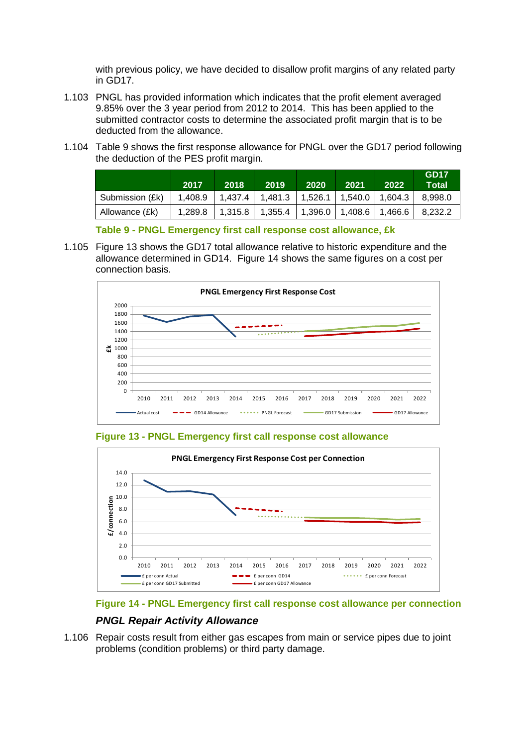with previous policy, we have decided to disallow profit margins of any related party in GD17.

1.103 PNGL has provided information which indicates that the profit element averaged 9.85% over the 3 year period from 2012 to 2014. This has been applied to the submitted contractor costs to determine the associated profit margin that is to be deducted from the allowance.

1.104 Table 9 shows the first response allowance for PNGL over the GD17 period following the deduction of the PES profit margin.

| | 2017 | 2018 | 2019 | 2020 | 2021 | 2022 | GD17 Total |
|---|---|---|---|---|---|---|---|
| Submission (£k) | 1,408.9 | 1,437.4 | 1,481.3 | 1,526.1 | 1,540.0 | 1,604.3 | 8,998.0 |
| Allowance (£k) | 1,289.8 | 1,315.8 | 1,355.4 | 1,396.0 | 1,408.6 | 1,466.6 | 8,232.2 |

**Table 9 - PNGL Emergency first call response cost allowance, £k**

1.105 Figure 13 shows the GD17 total allowance relative to historic expenditure and the allowance determined in GD14. Figure 14 shows the same figures on a cost per connection basis.

**Figure 13 - PNGL Emergency first call response cost allowance**

**Figure 14 - PNGL Emergency first call response cost allowance per connection**

### *PNGL Repair Activity Allowance*

1.106 Repair costs result from either gas escapes from main or service pipes due to joint problems (condition problems) or third party damage.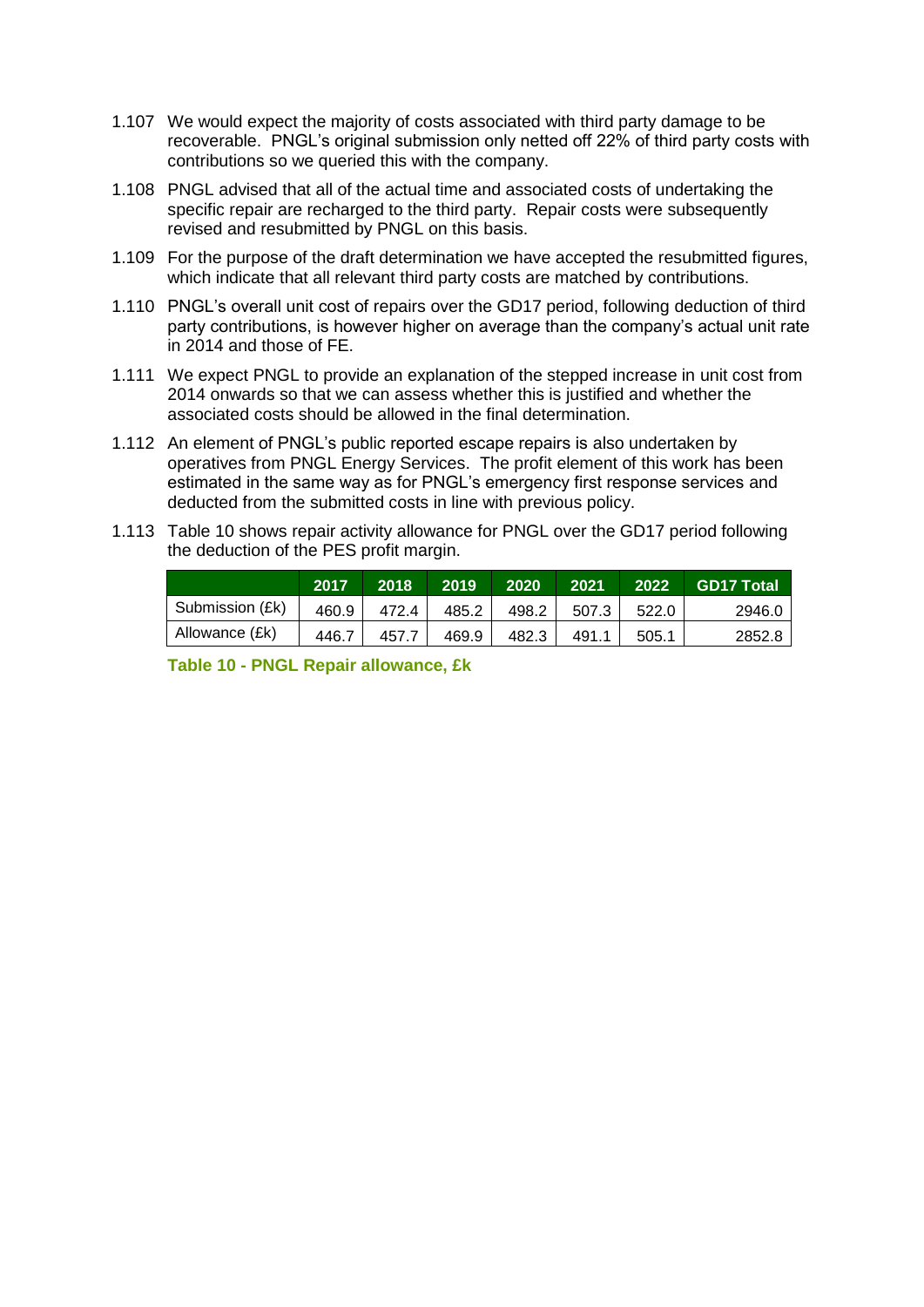1.107 We would expect the majority of costs associated with third party damage to be recoverable. PNGL's original submission only netted off 22% of third party costs with contributions so we queried this with the company.

1.108 PNGL advised that all of the actual time and associated costs of undertaking the specific repair are recharged to the third party. Repair costs were subsequently revised and resubmitted by PNGL on this basis.

1.109 For the purpose of the draft determination we have accepted the resubmitted figures, which indicate that all relevant third party costs are matched by contributions.

1.110 PNGL's overall unit cost of repairs over the GD17 period, following deduction of third party contributions, is however higher on average than the company's actual unit rate in 2014 and those of FE.

1.111 We expect PNGL to provide an explanation of the stepped increase in unit cost from 2014 onwards so that we can assess whether this is justified and whether the associated costs should be allowed in the final determination.

1.112 An element of PNGL's public reported escape repairs is also undertaken by operatives from PNGL Energy Services. The profit element of this work has been estimated in the same way as for PNGL's emergency first response services and deducted from the submitted costs in line with previous policy.

1.113 Table 10 shows repair activity allowance for PNGL over the GD17 period following the deduction of the PES profit margin.

| | 2017 | 2018 | 2019 | 2020 | 2021 | 2022 | GD17 Total |
|---|---|---|---|---|---|---|---|
| Submission (£k) | 460.9 | 472.4 | 485.2 | 498.2 | 507.3 | 522.0 | 2946.0 |
| Allowance (£k) | 446.7 | 457.7 | 469.9 | 482.3 | 491.1 | 505.1 | 2852.8 |

**Table 10 - PNGL Repair allowance, £k**